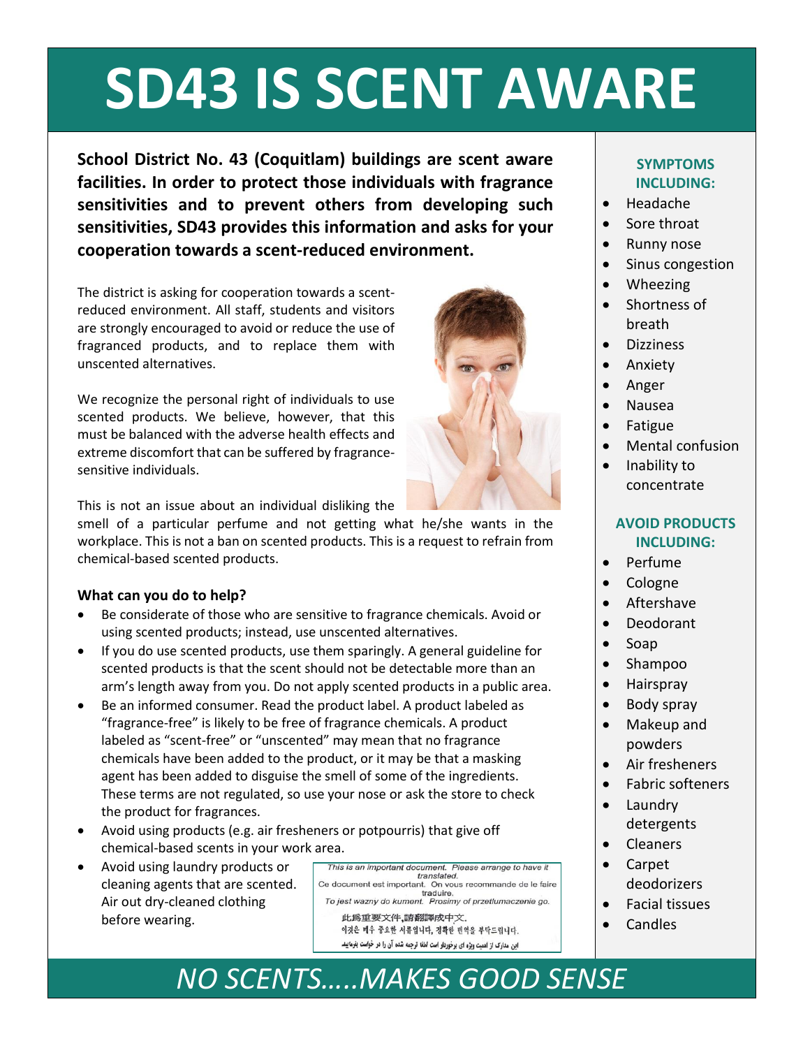# SD43 IS SCENT AWARE

**School District No. 43 (Coquitlam) buildings are scent aware facilities. In order to protect those individuals with fragrance sensitivities and to prevent others from developing such sensitivities, SD43 provides this information and asks for your cooperation towards a scent-reduced environment.**

The district is asking for cooperation towards a scent-reduced environment. All staff, students and visitors are strongly encouraged to avoid or reduce the use of fragranced products, and to replace them with unscented alternatives.

We recognize the personal right of individuals to use scented products. We believe, however, that this must be balanced with the adverse health effects and extreme discomfort that can be suffered by fragrance-sensitive individuals.

This is not an issue about an individual disliking the smell of a particular perfume and not getting what he/she wants in the workplace. This is not a ban on scented products. This is a request to refrain from chemical-based scented products.

### What can you do to help?

- Be considerate of those who are sensitive to fragrance chemicals. Avoid or using scented products; instead, use unscented alternatives.
- If you do use scented products, use them sparingly. A general guideline for scented products is that the scent should not be detectable more than an arm's length away from you. Do not apply scented products in a public area.
- Be an informed consumer. Read the product label. A product labeled as "fragrance-free" is likely to be free of fragrance chemicals. A product labeled as "scent-free" or "unscented" may mean that no fragrance chemicals have been added to the product, or it may be that a masking agent has been added to disguise the smell of some of the ingredients. These terms are not regulated, so use your nose or ask the store to check the product for fragrances.
- Avoid using products (e.g. air fresheners or potpourris) that give off chemical-based scents in your work area.
- Avoid using laundry products or cleaning agents that are scented. Air out dry-cleaned clothing before wearing.

*This is an important document. Please arrange to have it translated.*
*Ce document est important. On vous recommande de le faire traduire.*
*To jest wazny do kument. Prosimy of przetlumaczenie go.*
此為重要文件,請翻譯成中文.
이것은 매우 중요한 서류입니다, 정확한 번역을 부탁드립니다.
این مدارک از اهمیت ویژه ای برخوردار است لذا ترجمه شده آن را در خواست بفرمایید

### SYMPTOMS INCLUDING:

- Headache
- Sore throat
- Runny nose
- Sinus congestion
- Wheezing
- Shortness of breath
- Dizziness
- Anxiety
- Anger
- Nausea
- Fatigue
- Mental confusion
- Inability to concentrate

### AVOID PRODUCTS INCLUDING:

- Perfume
- Cologne
- Aftershave
- Deodorant
- Soap
- Shampoo
- Hairspray
- Body spray
- Makeup and powders
- Air fresheners
- Fabric softeners
- Laundry detergents
- Cleaners
- Carpet deodorizers
- Facial tissues
- Candles

*NO SCENTS…..MAKES GOOD SENSE*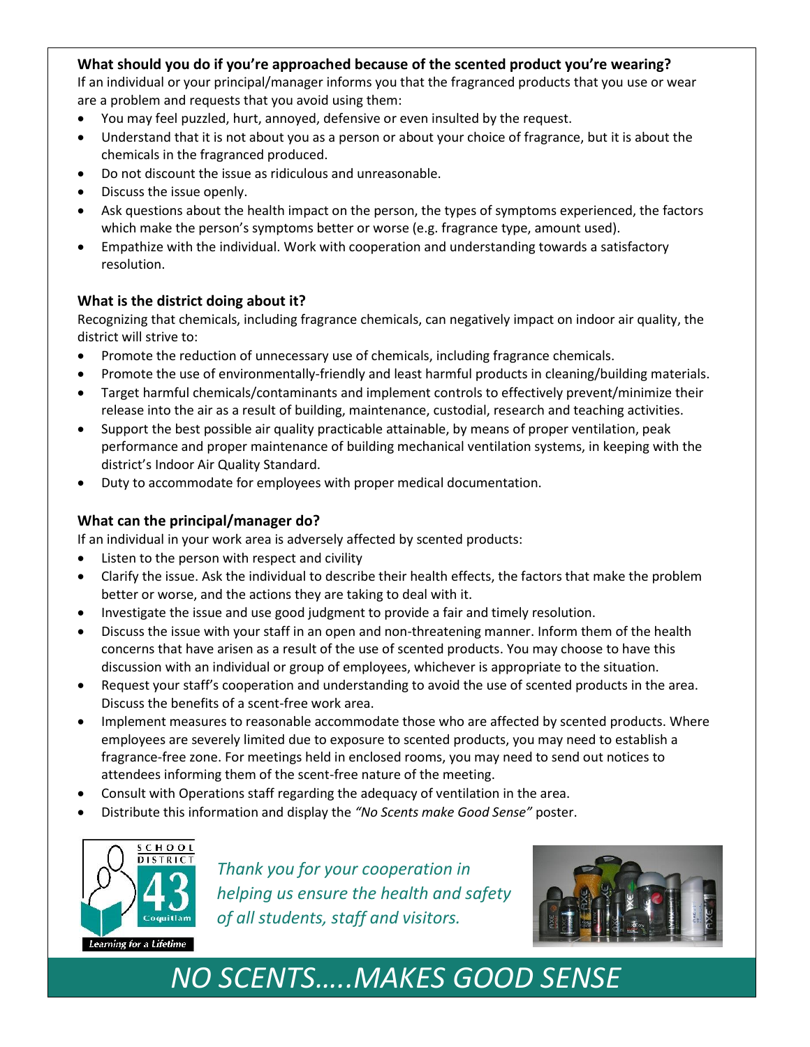### What should you do if you're approached because of the scented product you're wearing?

If an individual or your principal/manager informs you that the fragranced products that you use or wear are a problem and requests that you avoid using them:

- You may feel puzzled, hurt, annoyed, defensive or even insulted by the request.
- Understand that it is not about you as a person or about your choice of fragrance, but it is about the chemicals in the fragranced produced.
- Do not discount the issue as ridiculous and unreasonable.
- Discuss the issue openly.
- Ask questions about the health impact on the person, the types of symptoms experienced, the factors which make the person's symptoms better or worse (e.g. fragrance type, amount used).
- Empathize with the individual. Work with cooperation and understanding towards a satisfactory resolution.

### What is the district doing about it?

Recognizing that chemicals, including fragrance chemicals, can negatively impact on indoor air quality, the district will strive to:

- Promote the reduction of unnecessary use of chemicals, including fragrance chemicals.
- Promote the use of environmentally-friendly and least harmful products in cleaning/building materials.
- Target harmful chemicals/contaminants and implement controls to effectively prevent/minimize their release into the air as a result of building, maintenance, custodial, research and teaching activities.
- Support the best possible air quality practicable attainable, by means of proper ventilation, peak performance and proper maintenance of building mechanical ventilation systems, in keeping with the district's Indoor Air Quality Standard.
- Duty to accommodate for employees with proper medical documentation.

### What can the principal/manager do?

If an individual in your work area is adversely affected by scented products:

- Listen to the person with respect and civility
- Clarify the issue. Ask the individual to describe their health effects, the factors that make the problem better or worse, and the actions they are taking to deal with it.
- Investigate the issue and use good judgment to provide a fair and timely resolution.
- Discuss the issue with your staff in an open and non-threatening manner. Inform them of the health concerns that have arisen as a result of the use of scented products. You may choose to have this discussion with an individual or group of employees, whichever is appropriate to the situation.
- Request your staff's cooperation and understanding to avoid the use of scented products in the area. Discuss the benefits of a scent-free work area.
- Implement measures to reasonable accommodate those who are affected by scented products. Where employees are severely limited due to exposure to scented products, you may need to establish a fragrance-free zone. For meetings held in enclosed rooms, you may need to send out notices to attendees informing them of the scent-free nature of the meeting.
- Consult with Operations staff regarding the adequacy of ventilation in the area.
- Distribute this information and display the *"No Scents make Good Sense"* poster.

*Thank you for your cooperation in helping us ensure the health and safety of all students, staff and visitors.*

# *NO SCENTS…..MAKES GOOD SENSE*